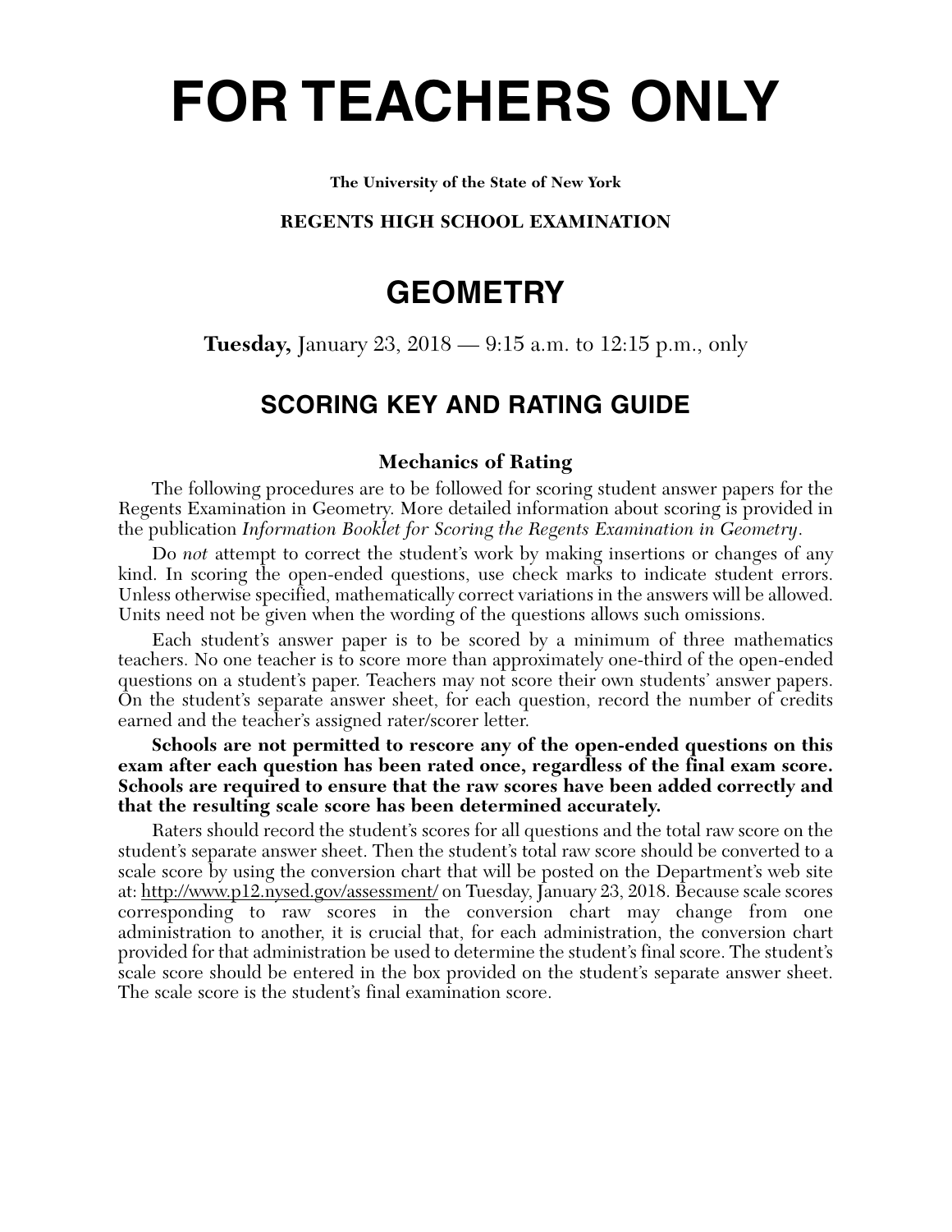# FOR TEACHERS ONLY

**The University of the State of New York**

**REGENTS HIGH SCHOOL EXAMINATION**

## GEOMETRY

**Tuesday,** January 23, 2018 — 9:15 a.m. to 12:15 p.m., only

## SCORING KEY AND RATING GUIDE

### Mechanics of Rating

The following procedures are to be followed for scoring student answer papers for the Regents Examination in Geometry. More detailed information about scoring is provided in the publication *Information Booklet for Scoring the Regents Examination in Geometry*.

Do *not* attempt to correct the student's work by making insertions or changes of any kind. In scoring the open-ended questions, use check marks to indicate student errors. Unless otherwise specified, mathematically correct variations in the answers will be allowed. Units need not be given when the wording of the questions allows such omissions.

Each student's answer paper is to be scored by a minimum of three mathematics teachers. No one teacher is to score more than approximately one-third of the open-ended questions on a student's paper. Teachers may not score their own students' answer papers. On the student's separate answer sheet, for each question, record the number of credits earned and the teacher's assigned rater/scorer letter.

**Schools are not permitted to rescore any of the open-ended questions on this exam after each question has been rated once, regardless of the final exam score. Schools are required to ensure that the raw scores have been added correctly and that the resulting scale score has been determined accurately.**

Raters should record the student's scores for all questions and the total raw score on the student's separate answer sheet. Then the student's total raw score should be converted to a scale score by using the conversion chart that will be posted on the Department's web site at: http://www.p12.nysed.gov/assessment/ on Tuesday, January 23, 2018. Because scale scores corresponding to raw scores in the conversion chart may change from one administration to another, it is crucial that, for each administration, the conversion chart provided for that administration be used to determine the student's final score. The student's scale score should be entered in the box provided on the student's separate answer sheet. The scale score is the student's final examination score.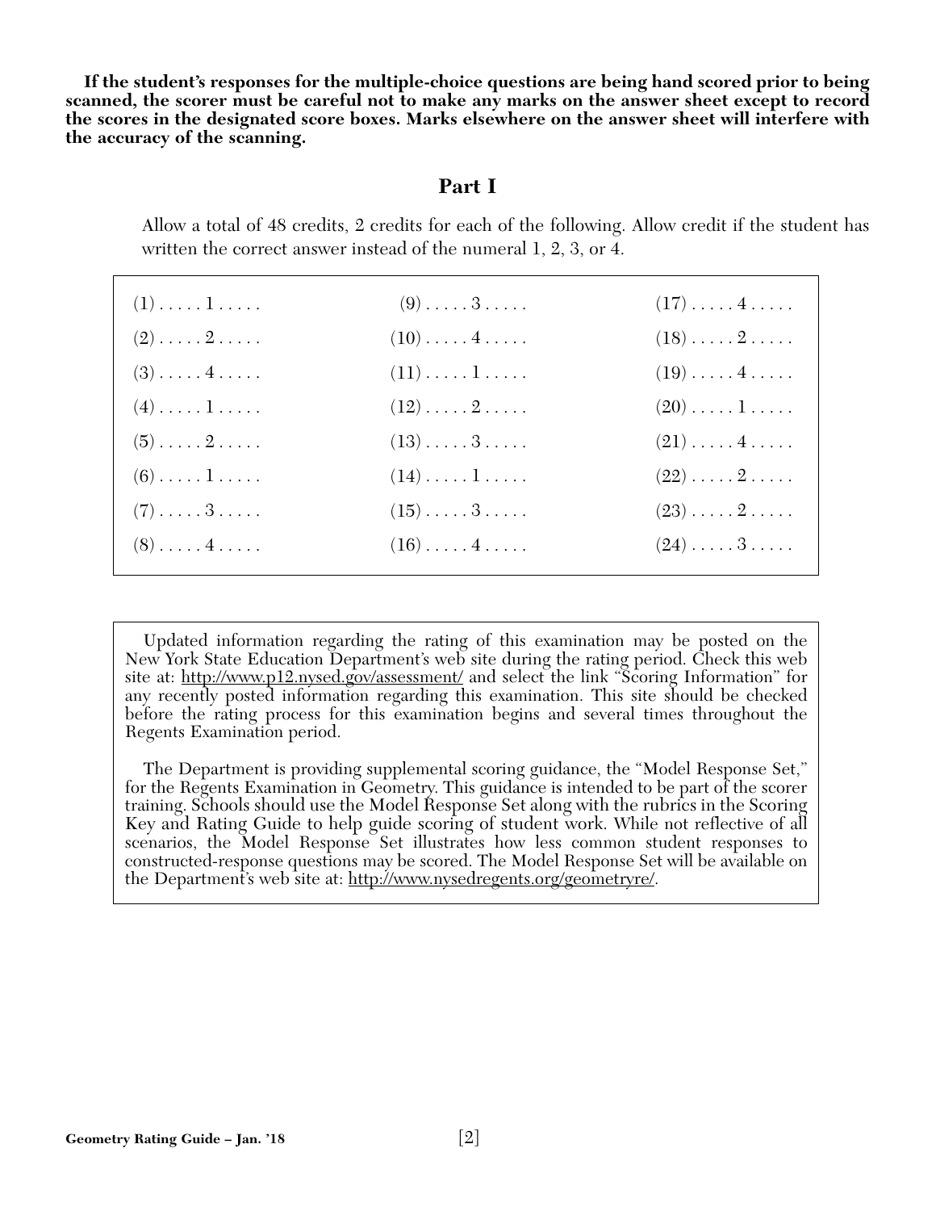**If the student's responses for the multiple-choice questions are being hand scored prior to being scanned, the scorer must be careful not to make any marks on the answer sheet except to record the scores in the designated score boxes. Marks elsewhere on the answer sheet will interfere with the accuracy of the scanning.**

## Part I

Allow a total of 48 credits, 2 credits for each of the following. Allow credit if the student has written the correct answer instead of the numeral 1, 2, 3, or 4.

| | | |
|---|---|---|
| (1) . . . . . 1 . . . . . | (9) . . . . . 3 . . . . . | (17) . . . . . 4 . . . . . |
| (2) . . . . . 2 . . . . . | (10) . . . . . 4 . . . . . | (18) . . . . . 2 . . . . . |
| (3) . . . . . 4 . . . . . | (11) . . . . . 1 . . . . . | (19) . . . . . 4 . . . . . |
| (4) . . . . . 1 . . . . . | (12) . . . . . 2 . . . . . | (20) . . . . . 1 . . . . . |
| (5) . . . . . 2 . . . . . | (13) . . . . . 3 . . . . . | (21) . . . . . 4 . . . . . |
| (6) . . . . . 1 . . . . . | (14) . . . . . 1 . . . . . | (22) . . . . . 2 . . . . . |
| (7) . . . . . 3 . . . . . | (15) . . . . . 3 . . . . . | (23) . . . . . 2 . . . . . |
| (8) . . . . . 4 . . . . . | (16) . . . . . 4 . . . . . | (24) . . . . . 3 . . . . . |

Updated information regarding the rating of this examination may be posted on the New York State Education Department's web site during the rating period. Check this web site at: http://www.p12.nysed.gov/assessment/ and select the link "Scoring Information" for any recently posted information regarding this examination. This site should be checked before the rating process for this examination begins and several times throughout the Regents Examination period.

The Department is providing supplemental scoring guidance, the "Model Response Set," for the Regents Examination in Geometry. This guidance is intended to be part of the scorer training. Schools should use the Model Response Set along with the rubrics in the Scoring Key and Rating Guide to help guide scoring of student work. While not reflective of all scenarios, the Model Response Set illustrates how less common student responses to constructed-response questions may be scored. The Model Response Set will be available on the Department's web site at: http://www.nysedregents.org/geometryre/.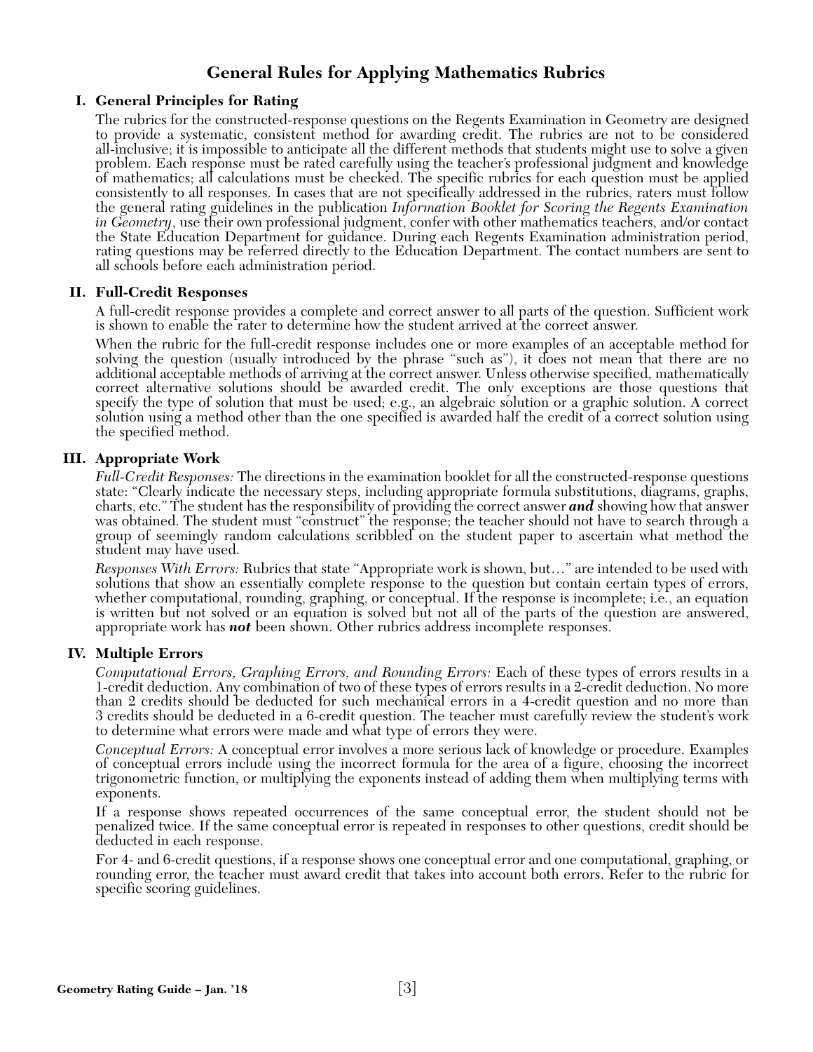# General Rules for Applying Mathematics Rubrics

## I. General Principles for Rating

The rubrics for the constructed-response questions on the Regents Examination in Geometry are designed to provide a systematic, consistent method for awarding credit. The rubrics are not to be considered all-inclusive; it is impossible to anticipate all the different methods that students might use to solve a given problem. Each response must be rated carefully using the teacher's professional judgment and knowledge of mathematics; all calculations must be checked. The specific rubrics for each question must be applied consistently to all responses. In cases that are not specifically addressed in the rubrics, raters must follow the general rating guidelines in the publication *Information Booklet for Scoring the Regents Examination in Geometry*, use their own professional judgment, confer with other mathematics teachers, and/or contact the State Education Department for guidance. During each Regents Examination administration period, rating questions may be referred directly to the Education Department. The contact numbers are sent to all schools before each administration period.

## II. Full-Credit Responses

A full-credit response provides a complete and correct answer to all parts of the question. Sufficient work is shown to enable the rater to determine how the student arrived at the correct answer.

When the rubric for the full-credit response includes one or more examples of an acceptable method for solving the question (usually introduced by the phrase "such as"), it does not mean that there are no additional acceptable methods of arriving at the correct answer. Unless otherwise specified, mathematically correct alternative solutions should be awarded credit. The only exceptions are those questions that specify the type of solution that must be used; e.g., an algebraic solution or a graphic solution. A correct solution using a method other than the one specified is awarded half the credit of a correct solution using the specified method.

## III. Appropriate Work

*Full-Credit Responses:* The directions in the examination booklet for all the constructed-response questions state: "Clearly indicate the necessary steps, including appropriate formula substitutions, diagrams, graphs, charts, etc." The student has the responsibility of providing the correct answer ***and*** showing how that answer was obtained. The student must "construct" the response; the teacher should not have to search through a group of seemingly random calculations scribbled on the student paper to ascertain what method the student may have used.

*Responses With Errors:* Rubrics that state "Appropriate work is shown, but…" are intended to be used with solutions that show an essentially complete response to the question but contain certain types of errors, whether computational, rounding, graphing, or conceptual. If the response is incomplete; i.e., an equation is written but not solved or an equation is solved but not all of the parts of the question are answered, appropriate work has ***not*** been shown. Other rubrics address incomplete responses.

## IV. Multiple Errors

*Computational Errors, Graphing Errors, and Rounding Errors:* Each of these types of errors results in a 1-credit deduction. Any combination of two of these types of errors results in a 2-credit deduction. No more than 2 credits should be deducted for such mechanical errors in a 4-credit question and no more than 3 credits should be deducted in a 6-credit question. The teacher must carefully review the student's work to determine what errors were made and what type of errors they were.

*Conceptual Errors:* A conceptual error involves a more serious lack of knowledge or procedure. Examples of conceptual errors include using the incorrect formula for the area of a figure, choosing the incorrect trigonometric function, or multiplying the exponents instead of adding them when multiplying terms with exponents.

If a response shows repeated occurrences of the same conceptual error, the student should not be penalized twice. If the same conceptual error is repeated in responses to other questions, credit should be deducted in each response.

For 4- and 6-credit questions, if a response shows one conceptual error and one computational, graphing, or rounding error, the teacher must award credit that takes into account both errors. Refer to the rubric for specific scoring guidelines.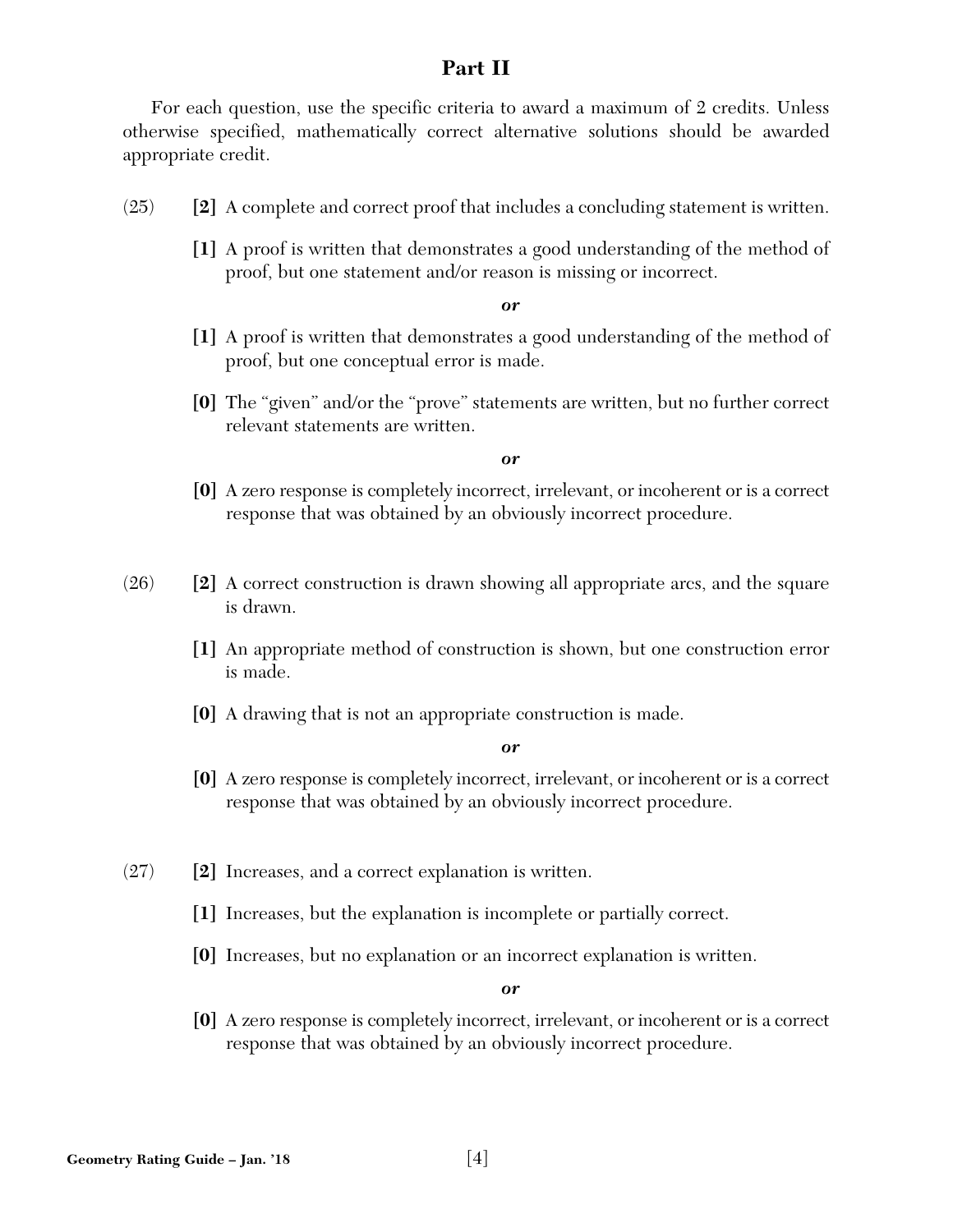## Part II

For each question, use the specific criteria to award a maximum of 2 credits. Unless otherwise specified, mathematically correct alternative solutions should be awarded appropriate credit.

(25) **[2]** A complete and correct proof that includes a concluding statement is written.

**[1]** A proof is written that demonstrates a good understanding of the method of proof, but one statement and/or reason is missing or incorrect.

***or***

**[1]** A proof is written that demonstrates a good understanding of the method of proof, but one conceptual error is made.

**[0]** The "given" and/or the "prove" statements are written, but no further correct relevant statements are written.

***or***

**[0]** A zero response is completely incorrect, irrelevant, or incoherent or is a correct response that was obtained by an obviously incorrect procedure.

(26) **[2]** A correct construction is drawn showing all appropriate arcs, and the square is drawn.

**[1]** An appropriate method of construction is shown, but one construction error is made.

**[0]** A drawing that is not an appropriate construction is made.

***or***

**[0]** A zero response is completely incorrect, irrelevant, or incoherent or is a correct response that was obtained by an obviously incorrect procedure.

(27) **[2]** Increases, and a correct explanation is written.

**[1]** Increases, but the explanation is incomplete or partially correct.

**[0]** Increases, but no explanation or an incorrect explanation is written.

***or***

**[0]** A zero response is completely incorrect, irrelevant, or incoherent or is a correct response that was obtained by an obviously incorrect procedure.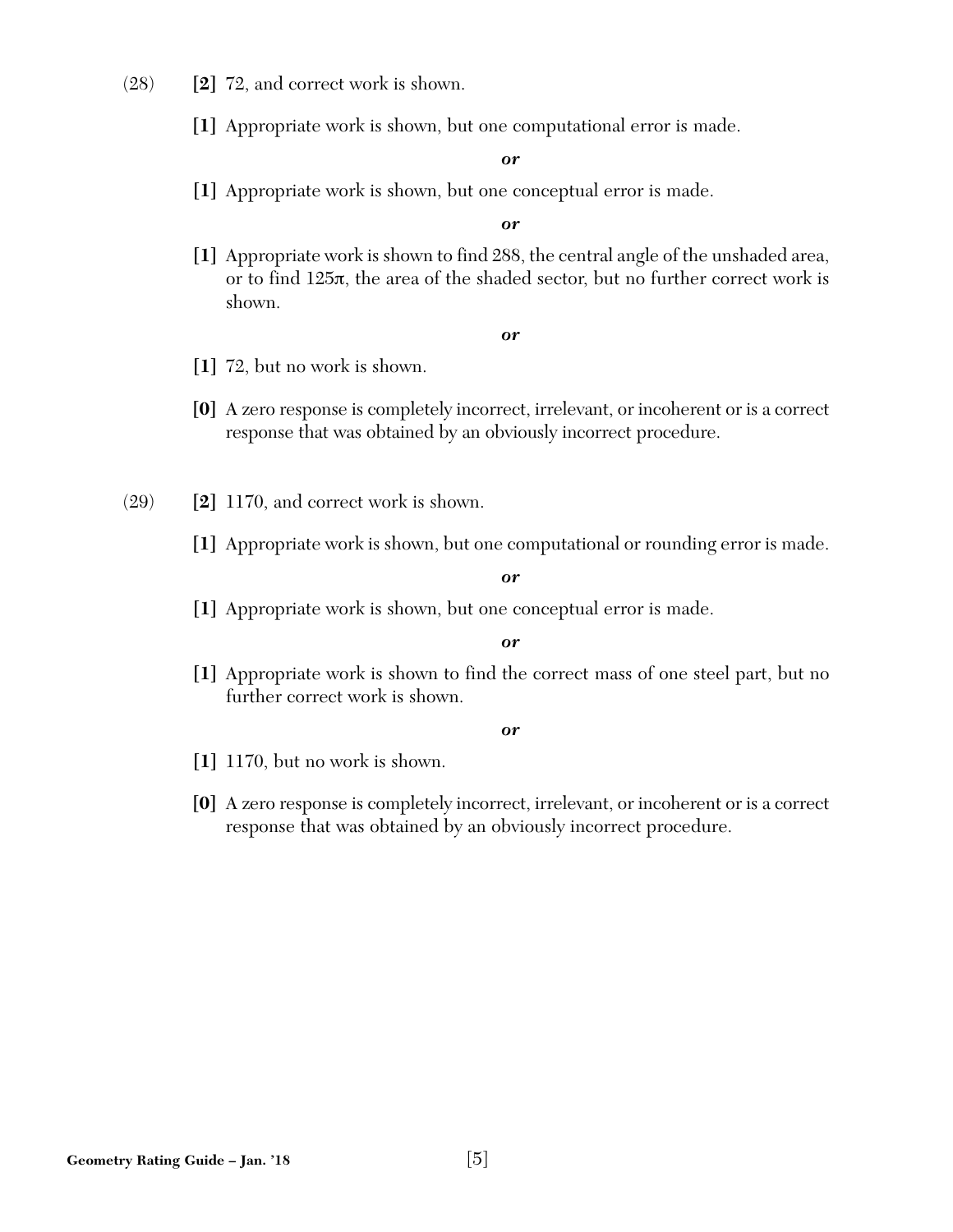(28) **[2]** 72, and correct work is shown.

**[1]** Appropriate work is shown, but one computational error is made.

***or***

**[1]** Appropriate work is shown, but one conceptual error is made.

***or***

**[1]** Appropriate work is shown to find 288, the central angle of the unshaded area, or to find $125\pi$, the area of the shaded sector, but no further correct work is shown.

***or***

**[1]** 72, but no work is shown.

**[0]** A zero response is completely incorrect, irrelevant, or incoherent or is a correct response that was obtained by an obviously incorrect procedure.

(29) **[2]** 1170, and correct work is shown.

**[1]** Appropriate work is shown, but one computational or rounding error is made.

***or***

**[1]** Appropriate work is shown, but one conceptual error is made.

***or***

**[1]** Appropriate work is shown to find the correct mass of one steel part, but no further correct work is shown.

***or***

**[1]** 1170, but no work is shown.

**[0]** A zero response is completely incorrect, irrelevant, or incoherent or is a correct response that was obtained by an obviously incorrect procedure.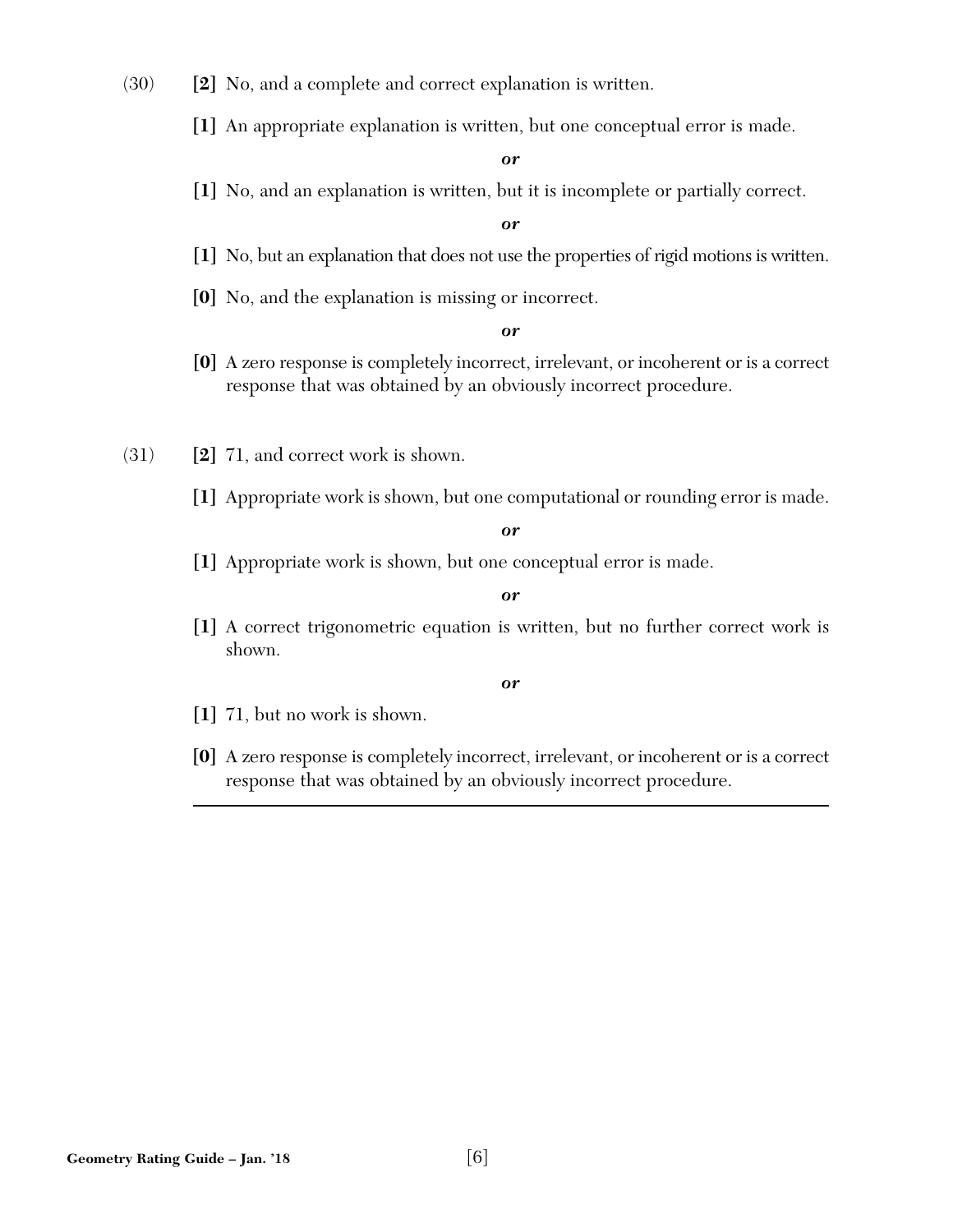(30) **[2]** No, and a complete and correct explanation is written.

**[1]** An appropriate explanation is written, but one conceptual error is made.

***or***

**[1]** No, and an explanation is written, but it is incomplete or partially correct.

***or***

**[1]** No, but an explanation that does not use the properties of rigid motions is written.

**[0]** No, and the explanation is missing or incorrect.

***or***

**[0]** A zero response is completely incorrect, irrelevant, or incoherent or is a correct response that was obtained by an obviously incorrect procedure.

(31) **[2]** 71, and correct work is shown.

**[1]** Appropriate work is shown, but one computational or rounding error is made.

***or***

**[1]** Appropriate work is shown, but one conceptual error is made.

***or***

**[1]** A correct trigonometric equation is written, but no further correct work is shown.

***or***

**[1]** 71, but no work is shown.

**[0]** A zero response is completely incorrect, irrelevant, or incoherent or is a correct response that was obtained by an obviously incorrect procedure.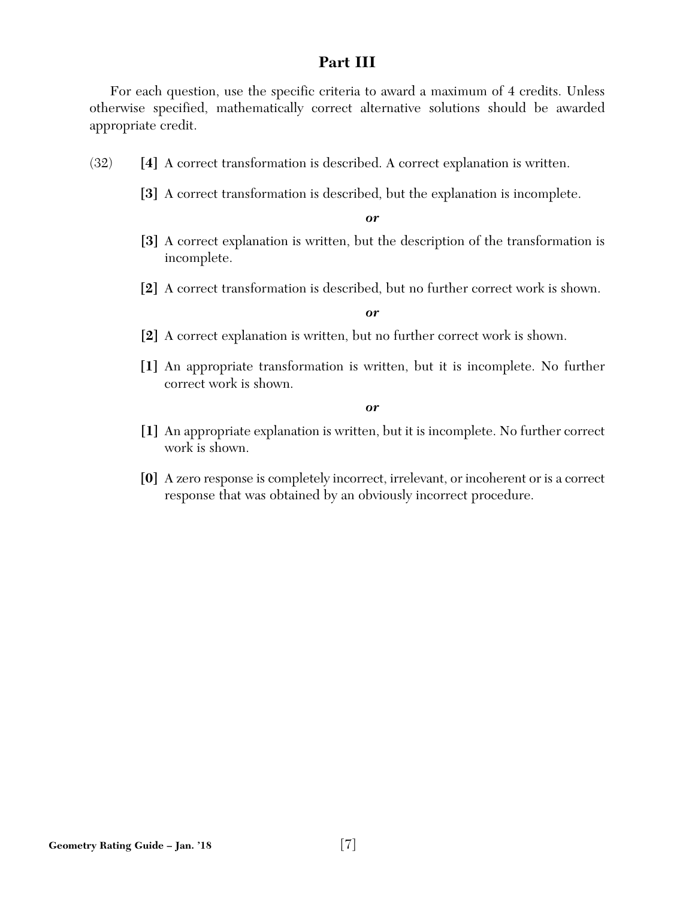## Part III

For each question, use the specific criteria to award a maximum of 4 credits. Unless otherwise specified, mathematically correct alternative solutions should be awarded appropriate credit.

(32) **[4]** A correct transformation is described. A correct explanation is written.

**[3]** A correct transformation is described, but the explanation is incomplete.

***or***

**[3]** A correct explanation is written, but the description of the transformation is incomplete.

**[2]** A correct transformation is described, but no further correct work is shown.

***or***

**[2]** A correct explanation is written, but no further correct work is shown.

**[1]** An appropriate transformation is written, but it is incomplete. No further correct work is shown.

***or***

**[1]** An appropriate explanation is written, but it is incomplete. No further correct work is shown.

**[0]** A zero response is completely incorrect, irrelevant, or incoherent or is a correct response that was obtained by an obviously incorrect procedure.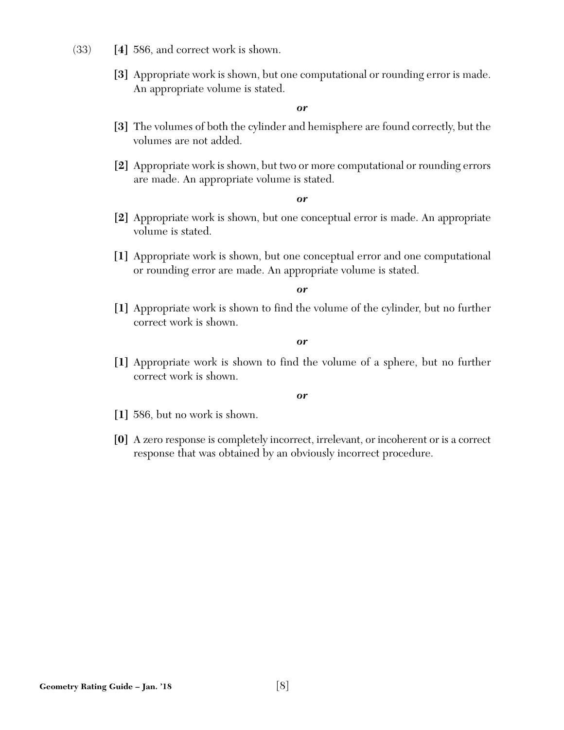(33) **[4]** 586, and correct work is shown.

**[3]** Appropriate work is shown, but one computational or rounding error is made. An appropriate volume is stated.

***or***

**[3]** The volumes of both the cylinder and hemisphere are found correctly, but the volumes are not added.

**[2]** Appropriate work is shown, but two or more computational or rounding errors are made. An appropriate volume is stated.

***or***

**[2]** Appropriate work is shown, but one conceptual error is made. An appropriate volume is stated.

**[1]** Appropriate work is shown, but one conceptual error and one computational or rounding error are made. An appropriate volume is stated.

***or***

**[1]** Appropriate work is shown to find the volume of the cylinder, but no further correct work is shown.

***or***

**[1]** Appropriate work is shown to find the volume of a sphere, but no further correct work is shown.

***or***

**[1]** 586, but no work is shown.

**[0]** A zero response is completely incorrect, irrelevant, or incoherent or is a correct response that was obtained by an obviously incorrect procedure.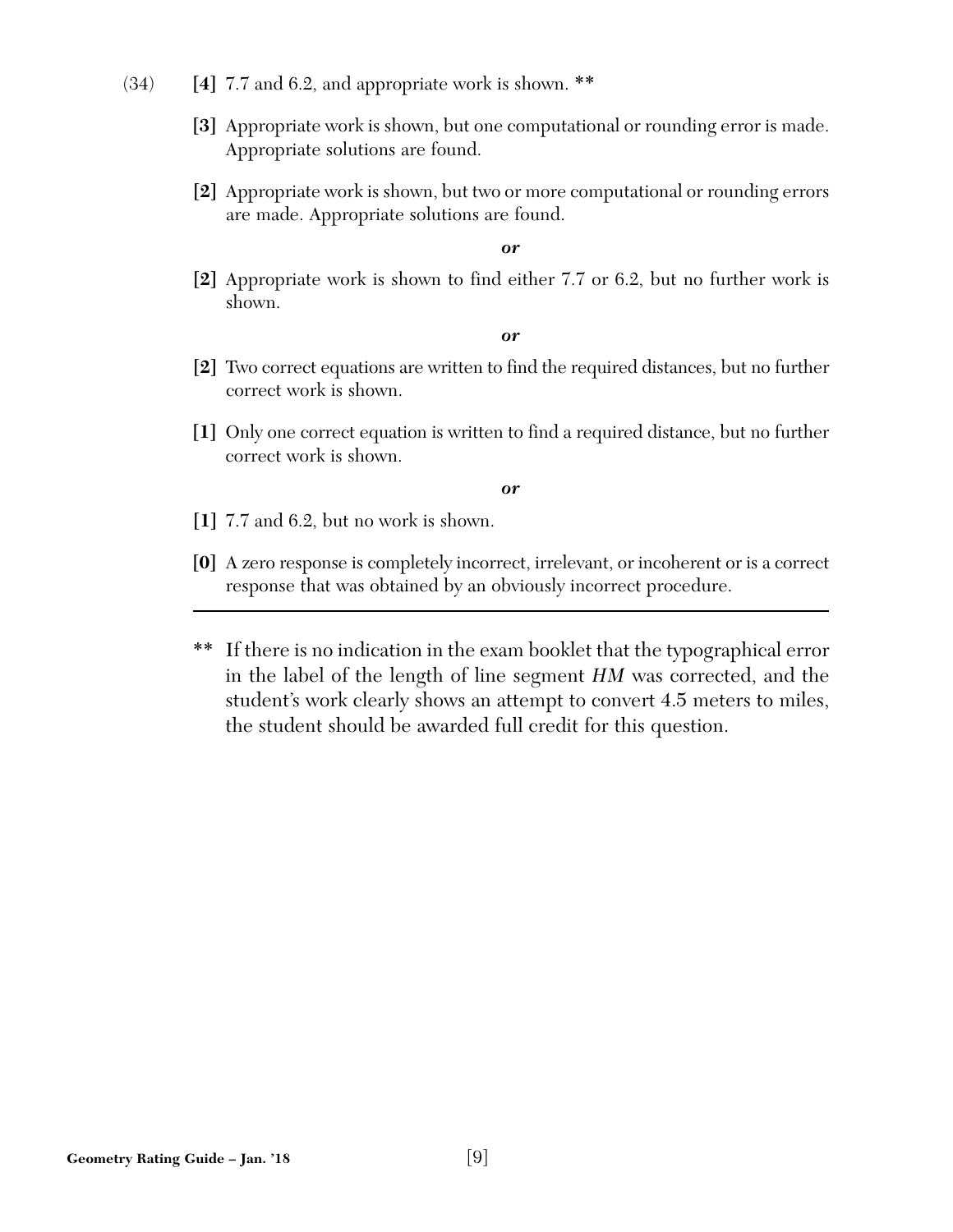(34) **[4]** 7.7 and 6.2, and appropriate work is shown. **

**[3]** Appropriate work is shown, but one computational or rounding error is made. Appropriate solutions are found.

**[2]** Appropriate work is shown, but two or more computational or rounding errors are made. Appropriate solutions are found.

***or***

**[2]** Appropriate work is shown to find either 7.7 or 6.2, but no further work is shown.

***or***

**[2]** Two correct equations are written to find the required distances, but no further correct work is shown.

**[1]** Only one correct equation is written to find a required distance, but no further correct work is shown.

***or***

**[1]** 7.7 and 6.2, but no work is shown.

**[0]** A zero response is completely incorrect, irrelevant, or incoherent or is a correct response that was obtained by an obviously incorrect procedure.

---

** If there is no indication in the exam booklet that the typographical error in the label of the length of line segment *HM* was corrected, and the student's work clearly shows an attempt to convert 4.5 meters to miles, the student should be awarded full credit for this question.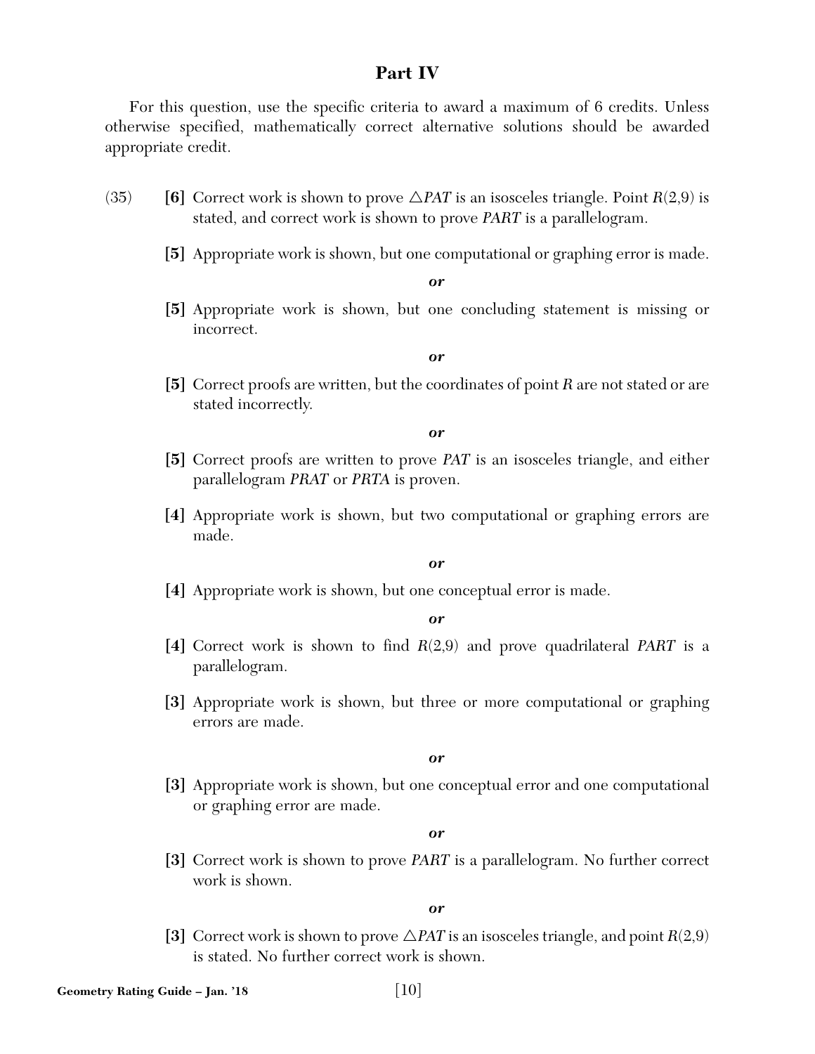## Part IV

For this question, use the specific criteria to award a maximum of 6 credits. Unless otherwise specified, mathematically correct alternative solutions should be awarded appropriate credit.

(35) **[6]** Correct work is shown to prove $\triangle PAT$ is an isosceles triangle. Point $R(2,9)$ is stated, and correct work is shown to prove *PART* is a parallelogram.

**[5]** Appropriate work is shown, but one computational or graphing error is made.

***or***

**[5]** Appropriate work is shown, but one concluding statement is missing or incorrect.

***or***

**[5]** Correct proofs are written, but the coordinates of point *R* are not stated or are stated incorrectly.

***or***

**[5]** Correct proofs are written to prove *PAT* is an isosceles triangle, and either parallelogram *PRAT* or *PRTA* is proven.

**[4]** Appropriate work is shown, but two computational or graphing errors are made.

***or***

**[4]** Appropriate work is shown, but one conceptual error is made.

***or***

**[4]** Correct work is shown to find $R(2,9)$ and prove quadrilateral *PART* is a parallelogram.

**[3]** Appropriate work is shown, but three or more computational or graphing errors are made.

***or***

**[3]** Appropriate work is shown, but one conceptual error and one computational or graphing error are made.

***or***

**[3]** Correct work is shown to prove *PART* is a parallelogram. No further correct work is shown.

***or***

**[3]** Correct work is shown to prove $\triangle PAT$ is an isosceles triangle, and point $R(2,9)$ is stated. No further correct work is shown.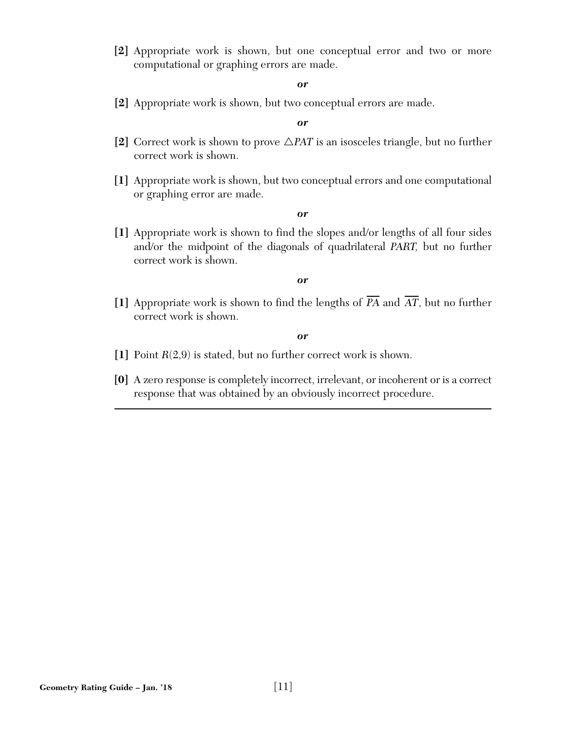**[2]** Appropriate work is shown, but one conceptual error and two or more computational or graphing errors are made.

***or***

**[2]** Appropriate work is shown, but two conceptual errors are made.

***or***

**[2]** Correct work is shown to prove $\triangle PAT$ is an isosceles triangle, but no further correct work is shown.

**[1]** Appropriate work is shown, but two conceptual errors and one computational or graphing error are made.

***or***

**[1]** Appropriate work is shown to find the slopes and/or lengths of all four sides and/or the midpoint of the diagonals of quadrilateral *PART,* but no further correct work is shown.

***or***

**[1]** Appropriate work is shown to find the lengths of $\overline{PA}$ and $\overline{AT}$, but no further correct work is shown.

***or***

**[1]** Point $R(2,9)$ is stated, but no further correct work is shown.

**[0]** A zero response is completely incorrect, irrelevant, or incoherent or is a correct response that was obtained by an obviously incorrect procedure.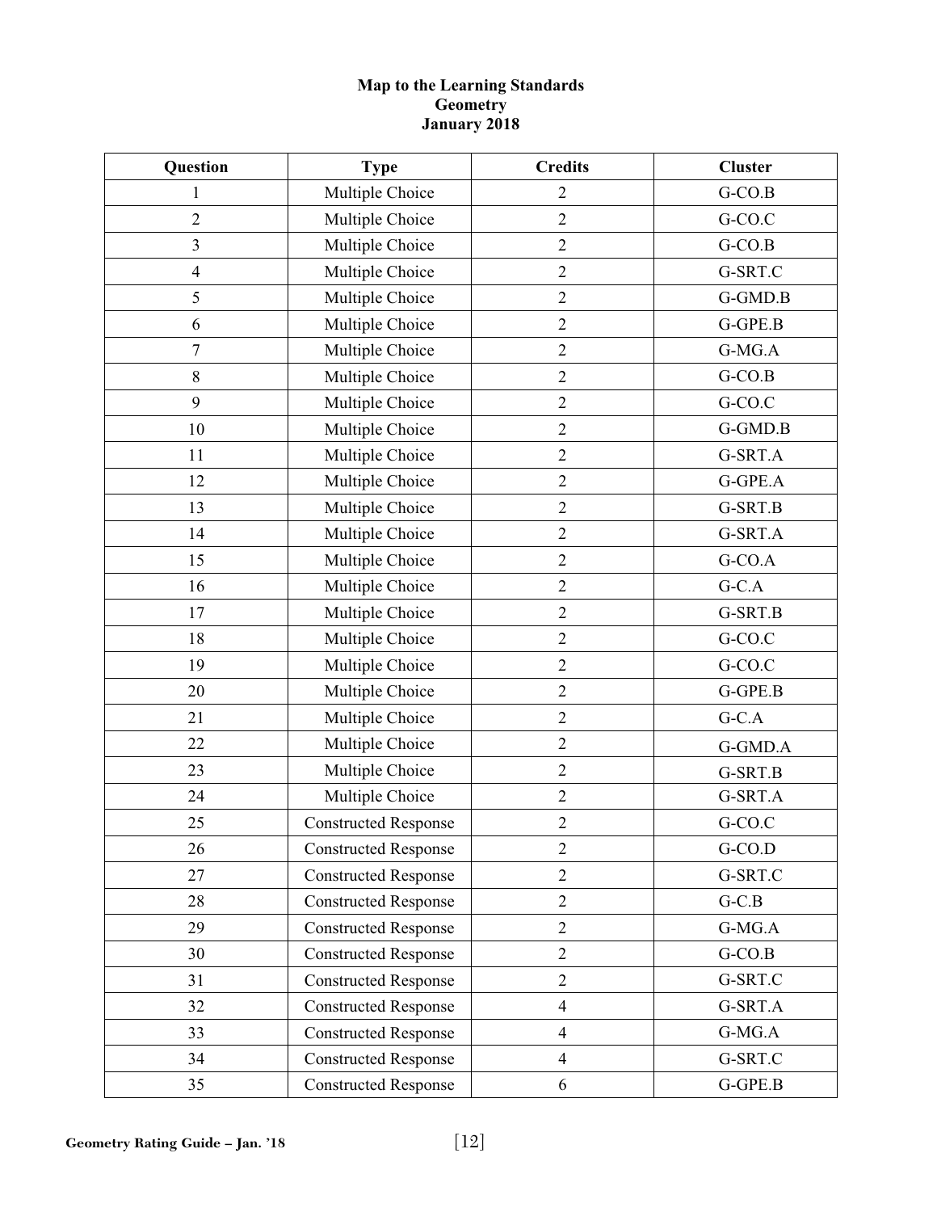**Map to the Learning Standards**
**Geometry**
**January 2018**

| Question | Type | Credits | Cluster |
|---|---|---|---|
| 1 | Multiple Choice | 2 | G-CO.B |
| 2 | Multiple Choice | 2 | G-CO.C |
| 3 | Multiple Choice | 2 | G-CO.B |
| 4 | Multiple Choice | 2 | G-SRT.C |
| 5 | Multiple Choice | 2 | G-GMD.B |
| 6 | Multiple Choice | 2 | G-GPE.B |
| 7 | Multiple Choice | 2 | G-MG.A |
| 8 | Multiple Choice | 2 | G-CO.B |
| 9 | Multiple Choice | 2 | G-CO.C |
| 10 | Multiple Choice | 2 | G-GMD.B |
| 11 | Multiple Choice | 2 | G-SRT.A |
| 12 | Multiple Choice | 2 | G-GPE.A |
| 13 | Multiple Choice | 2 | G-SRT.B |
| 14 | Multiple Choice | 2 | G-SRT.A |
| 15 | Multiple Choice | 2 | G-CO.A |
| 16 | Multiple Choice | 2 | G-C.A |
| 17 | Multiple Choice | 2 | G-SRT.B |
| 18 | Multiple Choice | 2 | G-CO.C |
| 19 | Multiple Choice | 2 | G-CO.C |
| 20 | Multiple Choice | 2 | G-GPE.B |
| 21 | Multiple Choice | 2 | G-C.A |
| 22 | Multiple Choice | 2 | G-GMD.A |
| 23 | Multiple Choice | 2 | G-SRT.B |
| 24 | Multiple Choice | 2 | G-SRT.A |
| 25 | Constructed Response | 2 | G-CO.C |
| 26 | Constructed Response | 2 | G-CO.D |
| 27 | Constructed Response | 2 | G-SRT.C |
| 28 | Constructed Response | 2 | G-C.B |
| 29 | Constructed Response | 2 | G-MG.A |
| 30 | Constructed Response | 2 | G-CO.B |
| 31 | Constructed Response | 2 | G-SRT.C |
| 32 | Constructed Response | 4 | G-SRT.A |
| 33 | Constructed Response | 4 | G-MG.A |
| 34 | Constructed Response | 4 | G-SRT.C |
| 35 | Constructed Response | 6 | G-GPE.B |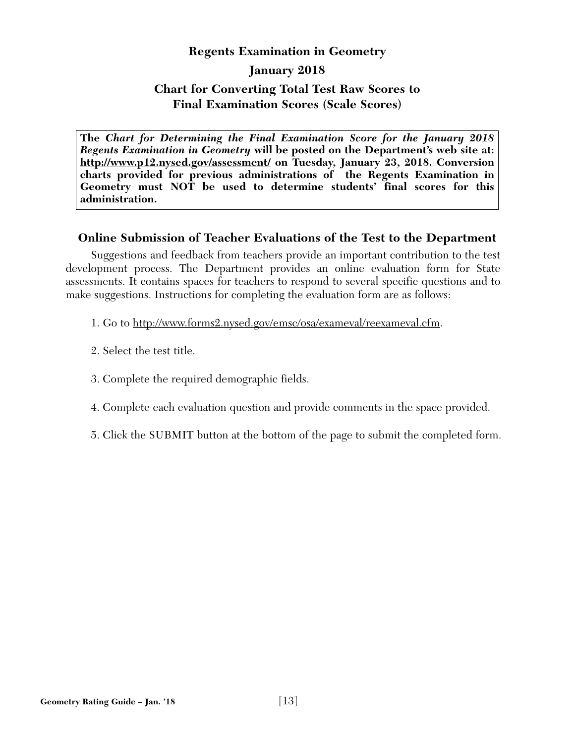# Regents Examination in Geometry

## January 2018

## Chart for Converting Total Test Raw Scores to Final Examination Scores (Scale Scores)

**The *Chart for Determining the Final Examination Score for the January 2018 Regents Examination in Geometry* will be posted on the Department's web site at: http://www.p12.nysed.gov/assessment/ on Tuesday, January 23, 2018. Conversion charts provided for previous administrations of the Regents Examination in Geometry must NOT be used to determine students' final scores for this administration.**

### Online Submission of Teacher Evaluations of the Test to the Department

Suggestions and feedback from teachers provide an important contribution to the test development process. The Department provides an online evaluation form for State assessments. It contains spaces for teachers to respond to several specific questions and to make suggestions. Instructions for completing the evaluation form are as follows:

1. Go to http://www.forms2.nysed.gov/emsc/osa/exameval/reexameval.cfm.

2. Select the test title.

3. Complete the required demographic fields.

4. Complete each evaluation question and provide comments in the space provided.

5. Click the SUBMIT button at the bottom of the page to submit the completed form.